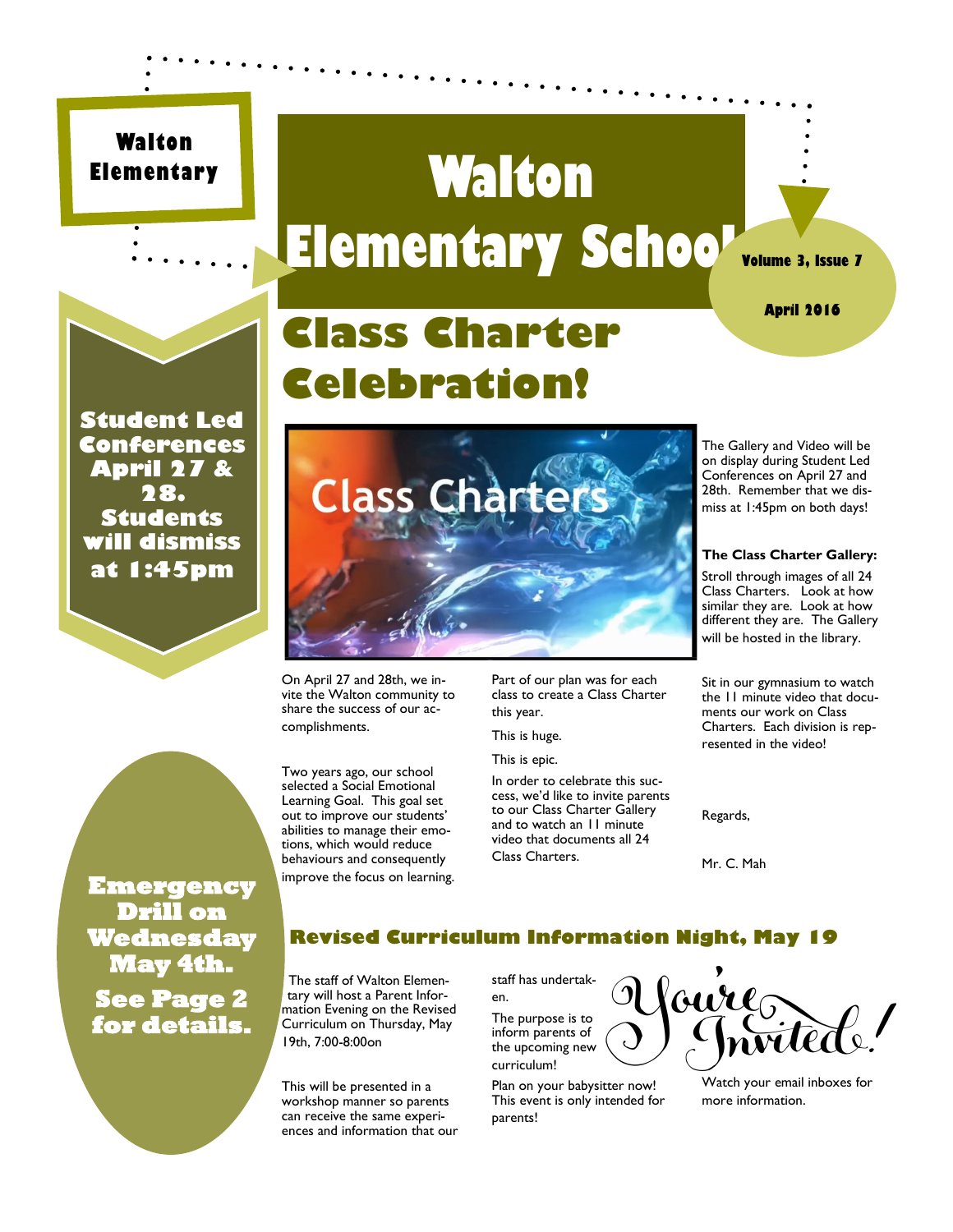**Walton Elementary**

# Walton Elementary School

**Volume 3, Issue 7**

**April 2016**

## Class Charter Celebration!

Class Charters

On April 27 and 28th, we invite the Walton community to share the success of our accomplishments.

Two years ago, our school selected a Social Emotional Learning Goal. This goal set out to improve our students' abilities to manage their emotions, which would reduce behaviours and consequently improve the focus on learning.

Part of our plan was for each class to create a Class Charter this year.

This is huge.

This is epic.

In order to celebrate this success, we'd like to invite parents to our Class Charter Gallery and to watch an 11 minute video that documents all 24 Class Charters.

The Gallery and Video will be on display during Student Led Conferences on April 27 and 28th. Remember that we dismiss at 1:45pm on both days!

**The Class Charter Gallery:**

Stroll through images of all 24 Class Charters. Look at how similar they are. Look at how different they are. The Gallery will be hosted in the library.

Sit in our gymnasium to watch the 11 minute video that documents our work on Class Charters. Each division is represented in the video!

Regards,

Mr. C. Mah

**Student Led Conferences April 27 & 28. Students will dismiss at 1:45pm**

**Emergency Drill on Wednesday May 4th.**

**See Page 2 for details.**

## Revised Curriculum Information Night, May 19

The staff of Walton Elementary will host a Parent Information Evening on the Revised Curriculum on Thursday, May 19th, 7:00-8:00on

This will be presented in a workshop manner so parents can receive the same experiences and information that our staff has undertaken.

The purpose is to inform parents of the upcoming new curriculum!

Plan on your babysitter now! This event is only intended for parents!

You're Invited!

Watch your email inboxes for more information.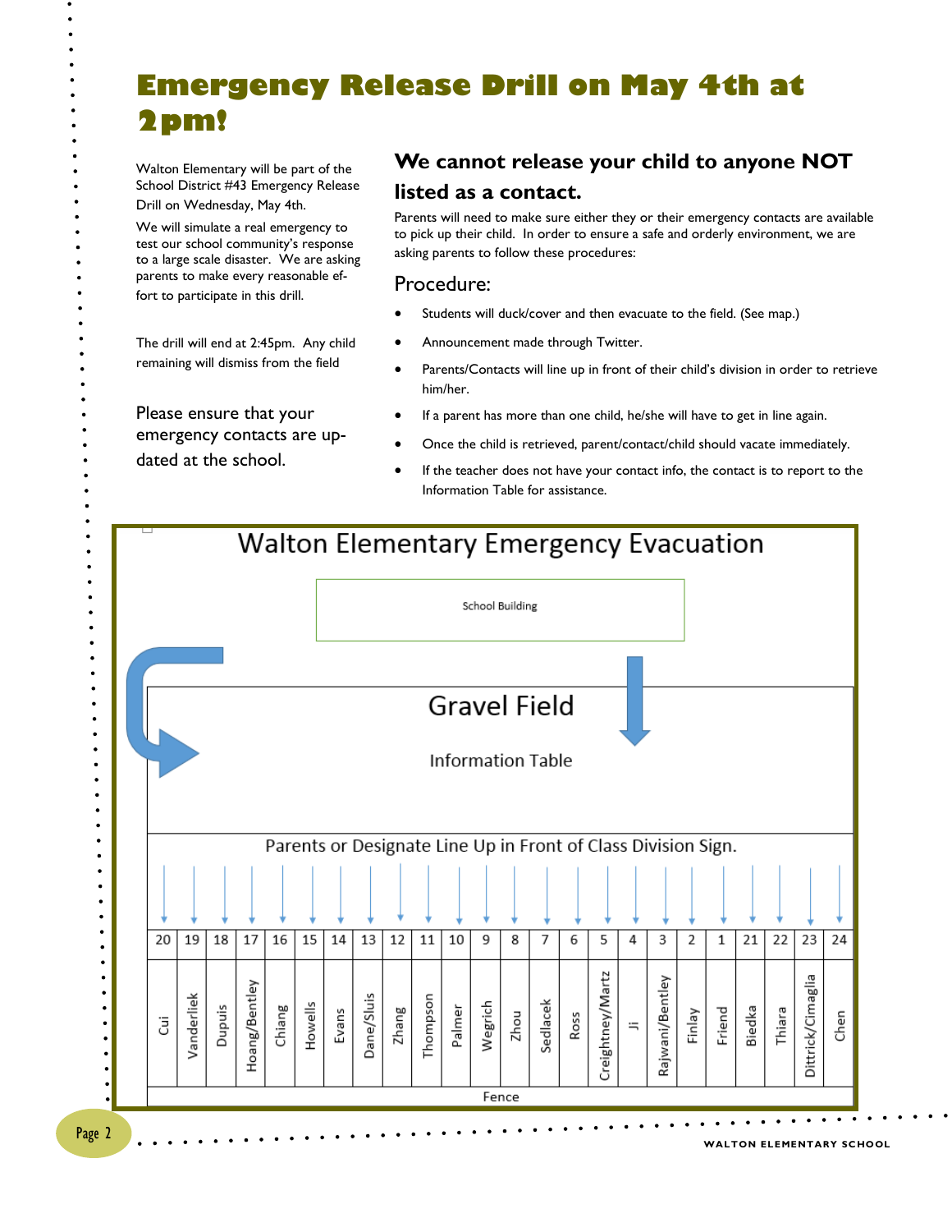# Emergency Release Drill on May 4th at 2pm!

Walton Elementary will be part of the School District #43 Emergency Release Drill on Wednesday, May 4th.

We will simulate a real emergency to test our school community's response to a large scale disaster. We are asking parents to make every reasonable effort to participate in this drill.

The drill will end at 2:45pm. Any child remaining will dismiss from the field

Please ensure that your emergency contacts are updated at the school.

## We cannot release your child to anyone NOT listed as a contact.

Parents will need to make sure either they or their emergency contacts are available to pick up their child. In order to ensure a safe and orderly environment, we are asking parents to follow these procedures:

### Procedure:

- Students will duck/cover and then evacuate to the field. (See map.)
- Announcement made through Twitter.
- Parents/Contacts will line up in front of their child's division in order to retrieve him/her.
- If a parent has more than one child, he/she will have to get in line again.
- Once the child is retrieved, parent/contact/child should vacate immediately.
- If the teacher does not have your contact info, the contact is to report to the Information Table for assistance.

## Walton Elementary Emergency Evacuation

School Building

Gravel Field

Information Table

Parents or Designate Line Up in Front of Class Division Sign.

| 20 | 19 | 18 | 17 | 16 | 15 | 14 | 13 | 12 | 11 | 10 | 9 | 8 | 7 | 6 | 5 | 4 | 3 | 2 | 1 | 21 | 22 | 23 | 24 |
|---|---|---|---|---|---|---|---|---|---|---|---|---|---|---|---|---|---|---|---|---|---|---|---|
| Cui | Vanderliek | Dupuis | Hoang/Bentley | Chiang | Howells | Evans | Dane/Sluis | Zhang | Thompson | Palmer | Wegrich | Zhou | Sedlacek | Ross | Creightney/Martz | Ji | Rajwani/Bentley | Finlay | Friend | Biedka | Thiara | Dittrick/Cimaglia | Chen |

Fence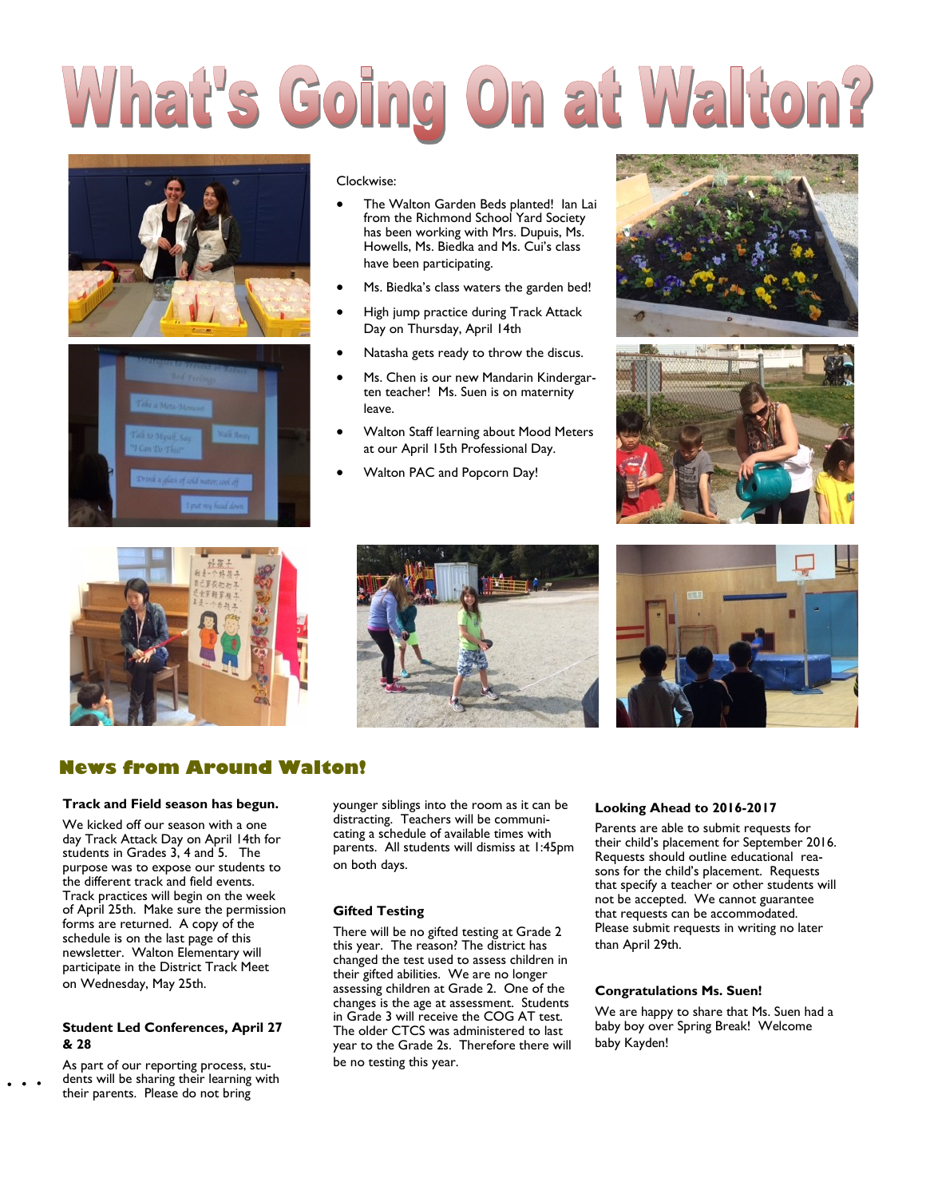# What's Going On at Walton?

Clockwise:

- The Walton Garden Beds planted! Ian Lai from the Richmond School Yard Society has been working with Mrs. Dupuis, Ms. Howells, Ms. Biedka and Ms. Cui's class have been participating.
- Ms. Biedka's class waters the garden bed!
- High jump practice during Track Attack Day on Thursday, April 14th
- Natasha gets ready to throw the discus.
- Ms. Chen is our new Mandarin Kindergarten teacher! Ms. Suen is on maternity leave.
- Walton Staff learning about Mood Meters at our April 15th Professional Day.
- Walton PAC and Popcorn Day!

## News from Around Walton!

### Track and Field season has begun.

We kicked off our season with a one day Track Attack Day on April 14th for students in Grades 3, 4 and 5. The purpose was to expose our students to the different track and field events. Track practices will begin on the week of April 25th. Make sure the permission forms are returned. A copy of the schedule is on the last page of this newsletter. Walton Elementary will participate in the District Track Meet on Wednesday, May 25th.

### Student Led Conferences, April 27 & 28

As part of our reporting process, students will be sharing their learning with their parents. Please do not bring younger siblings into the room as it can be distracting. Teachers will be communicating a schedule of available times with parents. All students will dismiss at 1:45pm on both days.

### Gifted Testing

There will be no gifted testing at Grade 2 this year. The reason? The district has changed the test used to assess children in their gifted abilities. We are no longer assessing children at Grade 2. One of the changes is the age at assessment. Students in Grade 3 will receive the COG AT test. The older CTCS was administered to last year to the Grade 2s. Therefore there will be no testing this year.

### Looking Ahead to 2016-2017

Parents are able to submit requests for their child's placement for September 2016. Requests should outline educational reasons for the child's placement. Requests that specify a teacher or other students will not be accepted. We cannot guarantee that requests can be accommodated. Please submit requests in writing no later than April 29th.

### Congratulations Ms. Suen!

We are happy to share that Ms. Suen had a baby boy over Spring Break! Welcome baby Kayden!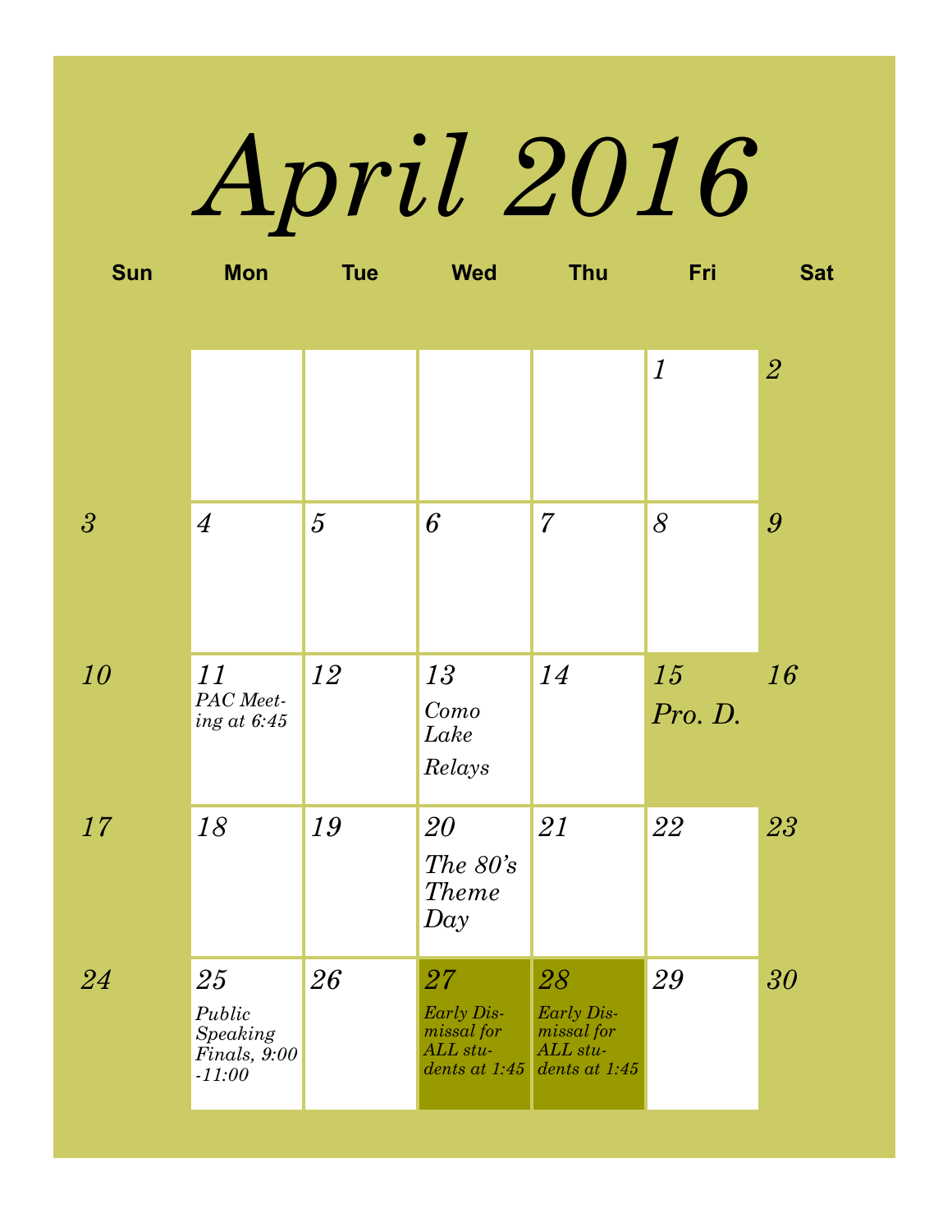# *April 2016*

| Sun | Mon | Tue | Wed | Thu | Fri | Sat |
|---|---|---|---|---|---|---|
| | | | | | *1* | *2* |
| *3* | *4* | *5* | *6* | *7* | *8* | *9* |
| *10* | *11* PAC Meeting at 6:45 | *12* | *13* Como Lake Relays | *14* | *15* Pro. D. | *16* |
| *17* | *18* | *19* | *20* The 80's Theme Day | *21* | *22* | *23* |
| *24* | *25* Public Speaking Finals, 9:00 -11:00 | *26* | *27* Early Dismissal for ALL students at 1:45 | *28* Early Dismissal for ALL students at 1:45 | *29* | *30* |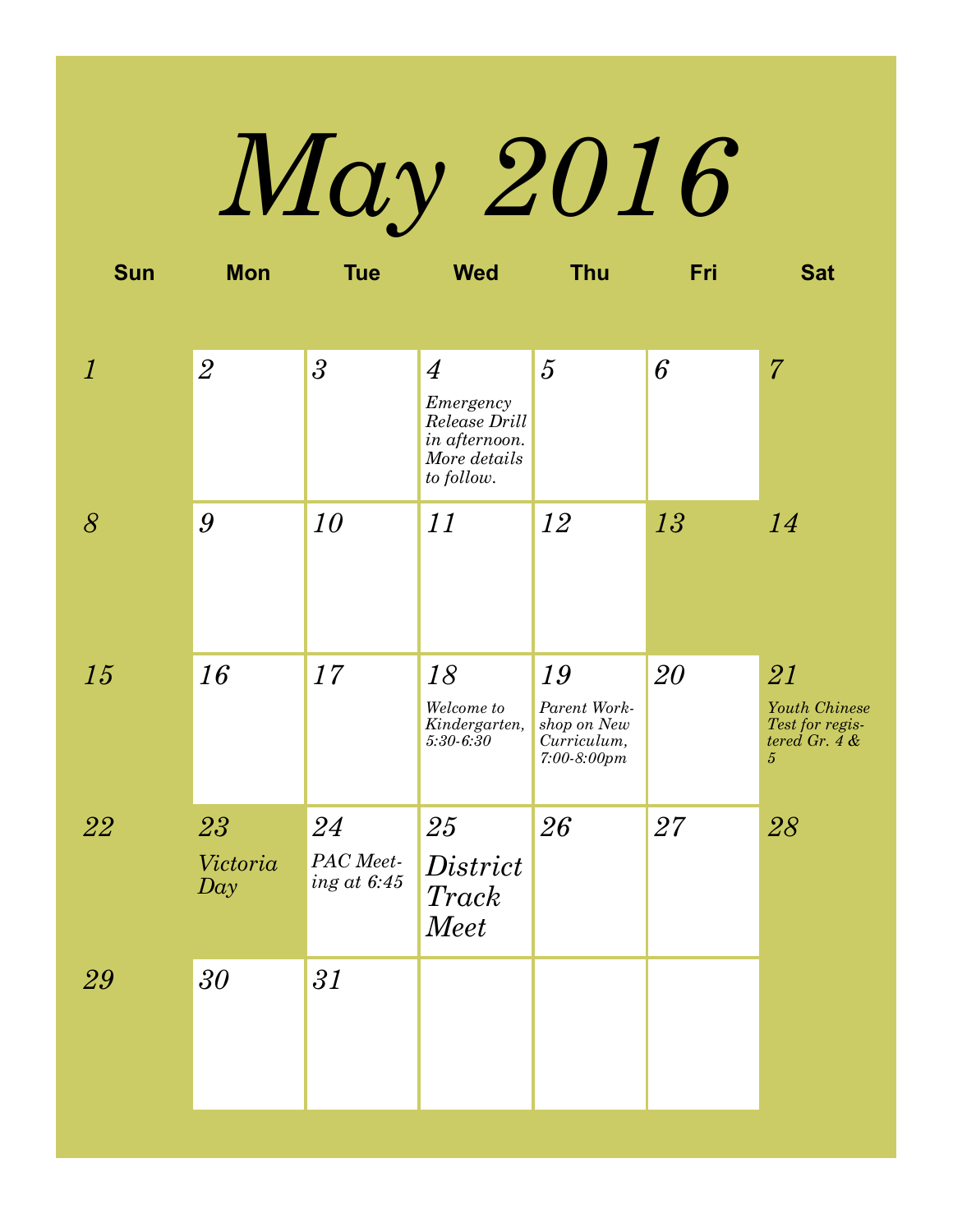# *May 2016*

| Sun | Mon | Tue | Wed | Thu | Fri | Sat |
|---|---|---|---|---|---|---|
| *1* | *2* | *3* | *4* *Emergency Release Drill in afternoon. More details to follow.* | *5* | *6* | *7* |
| *8* | *9* | *10* | *11* | *12* | *13* | *14* |
| *15* | *16* | *17* | *18* *Welcome to Kindergarten, 5:30-6:30* | *19* *Parent Workshop on New Curriculum, 7:00-8:00pm* | *20* | *21* *Youth Chinese Test for registered Gr. 4 & 5* |
| *22* | *23* *Victoria Day* | *24* *PAC Meeting at 6:45* | *25* *District Track Meet* | *26* | *27* | *28* |
| *29* | *30* | *31* | | | | |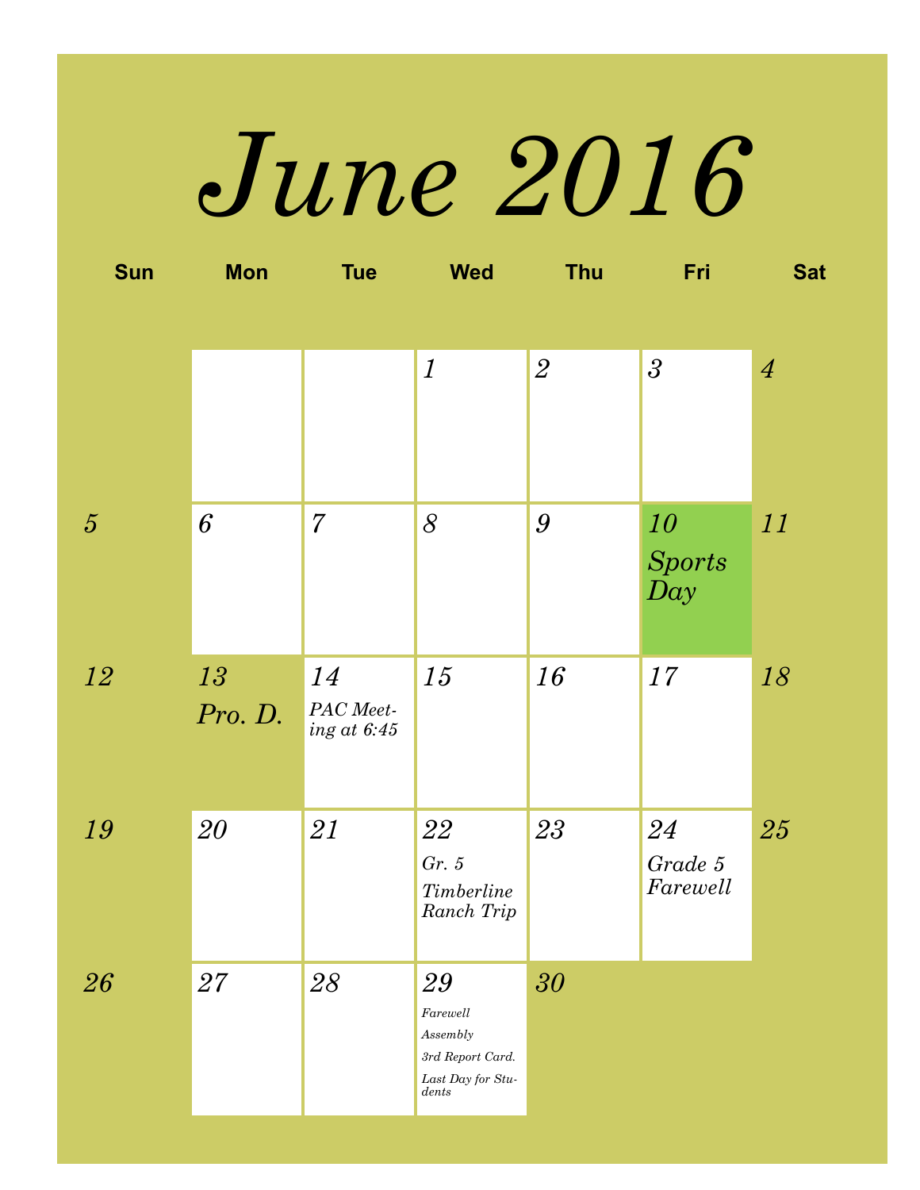# June 2016

| Sun | Mon | Tue | Wed | Thu | Fri | Sat |
|---|---|---|---|---|---|---|
| | | | 1 | 2 | 3 | 4 |
| 5 | 6 | 7 | 8 | 9 | 10 Sports Day | 11 |
| 12 | 13 Pro. D. | 14 PAC Meeting at 6:45 | 15 | 16 | 17 | 18 |
| 19 | 20 | 21 | 22 Gr. 5 Timberline Ranch Trip | 23 | 24 Grade 5 Farewell | 25 |
| 26 | 27 | 28 | 29 Farewell Assembly 3rd Report Card. Last Day for Students | 30 | | |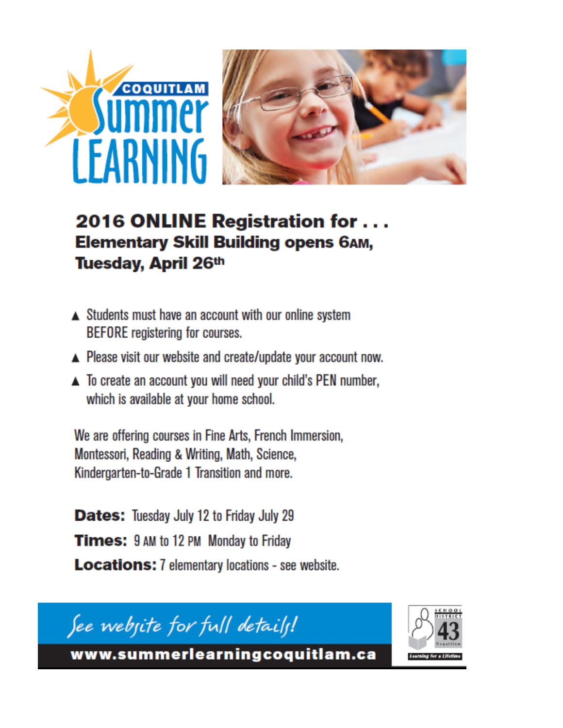COQUITLAM Summer LEARNING

## 2016 ONLINE Registration for . . .

### Elementary Skill Building opens 6AM, Tuesday, April 26th

- Students must have an account with our online system BEFORE registering for courses.
- Please visit our website and create/update your account now.
- To create an account you will need your child's PEN number, which is available at your home school.

We are offering courses in Fine Arts, French Immersion, Montessori, Reading & Writing, Math, Science, Kindergarten-to-Grade 1 Transition and more.

**Dates:** Tuesday July 12 to Friday July 29

**Times:** 9 AM to 12 PM Monday to Friday

**Locations:** 7 elementary locations - see website.

*See website for full details!*

**www.summerlearningcoquitlam.ca**

School District 43 Coquitlam — Learning for a Lifetime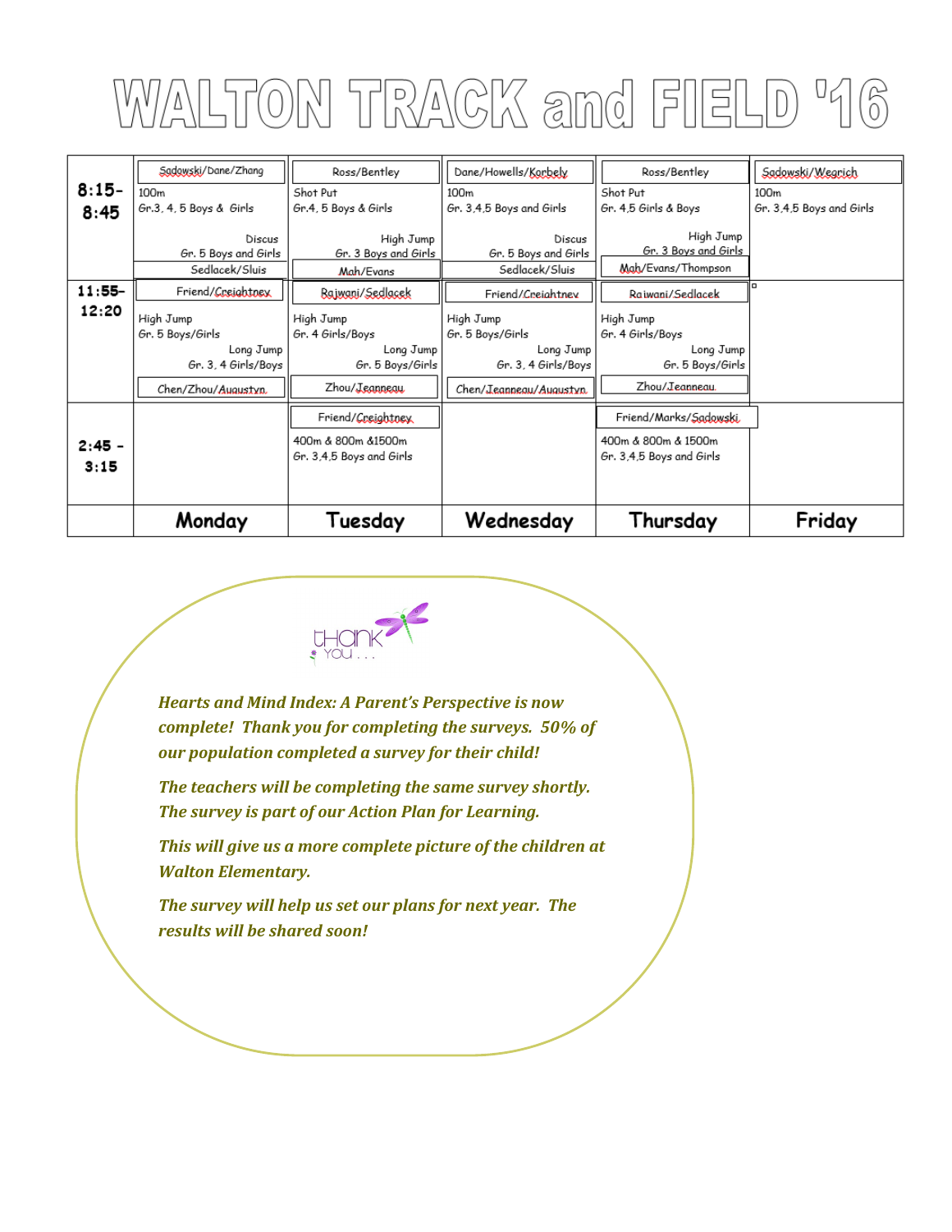# WALTON TRACK and FIELD '16

| | | | | | |
|---|---|---|---|---|---|
| **8:15-8:45** | Sadowski/Dane/Zhang<br>100m<br>Gr.3, 4, 5 Boys & Girls<br><br>Discus<br>Gr. 5 Boys and Girls<br>Sedlacek/Sluis | Ross/Bentley<br>Shot Put<br>Gr.4, 5 Boys & Girls<br><br>High Jump<br>Gr. 3 Boys and Girls<br>Mah/Evans | Dane/Howells/Korbely<br>100m<br>Gr. 3,4,5 Boys and Girls<br><br>Discus<br>Gr. 5 Boys and Girls<br>Sedlacek/Sluis | Ross/Bentley<br>Shot Put<br>Gr. 4,5 Girls & Boys<br><br>High Jump<br>Gr. 3 Boys and Girls<br>Mah/Evans/Thompson | Sadowski/Wegrich<br>100m<br>Gr. 3,4,5 Boys and Girls |
| **11:55-12:20** | Friend/Creightney<br>High Jump<br>Gr. 5 Boys/Girls<br>Long Jump<br>Gr. 3, 4 Girls/Boys<br>Chen/Zhou/Augustyn | Rajwani/Sedlacek<br>High Jump<br>Gr. 4 Girls/Boys<br>Long Jump<br>Gr. 5 Boys/Girls<br>Zhou/Jeanneau | Friend/Creightney<br>High Jump<br>Gr. 5 Boys/Girls<br>Long Jump<br>Gr. 3, 4 Girls/Boys<br>Chen/Jeanneau/Augustyn | Rajwani/Sedlacek<br>High Jump<br>Gr. 4 Girls/Boys<br>Long Jump<br>Gr. 5 Boys/Girls<br>Zhou/Jeanneau | |
| **2:45 - 3:15** | | Friend/Creightney<br>400m & 800m &1500m<br>Gr. 3,4,5 Boys and Girls | | Friend/Marks/Sadowski<br>400m & 800m & 1500m<br>Gr. 3,4,5 Boys and Girls | |
| | **Monday** | **Tuesday** | **Wednesday** | **Thursday** | **Friday** |

thank you . . .

***Hearts and Mind Index: A Parent's Perspective is now complete! Thank you for completing the surveys. 50% of our population completed a survey for their child!***

***The teachers will be completing the same survey shortly. The survey is part of our Action Plan for Learning.***

***This will give us a more complete picture of the children at Walton Elementary.***

***The survey will help us set our plans for next year. The results will be shared soon!***